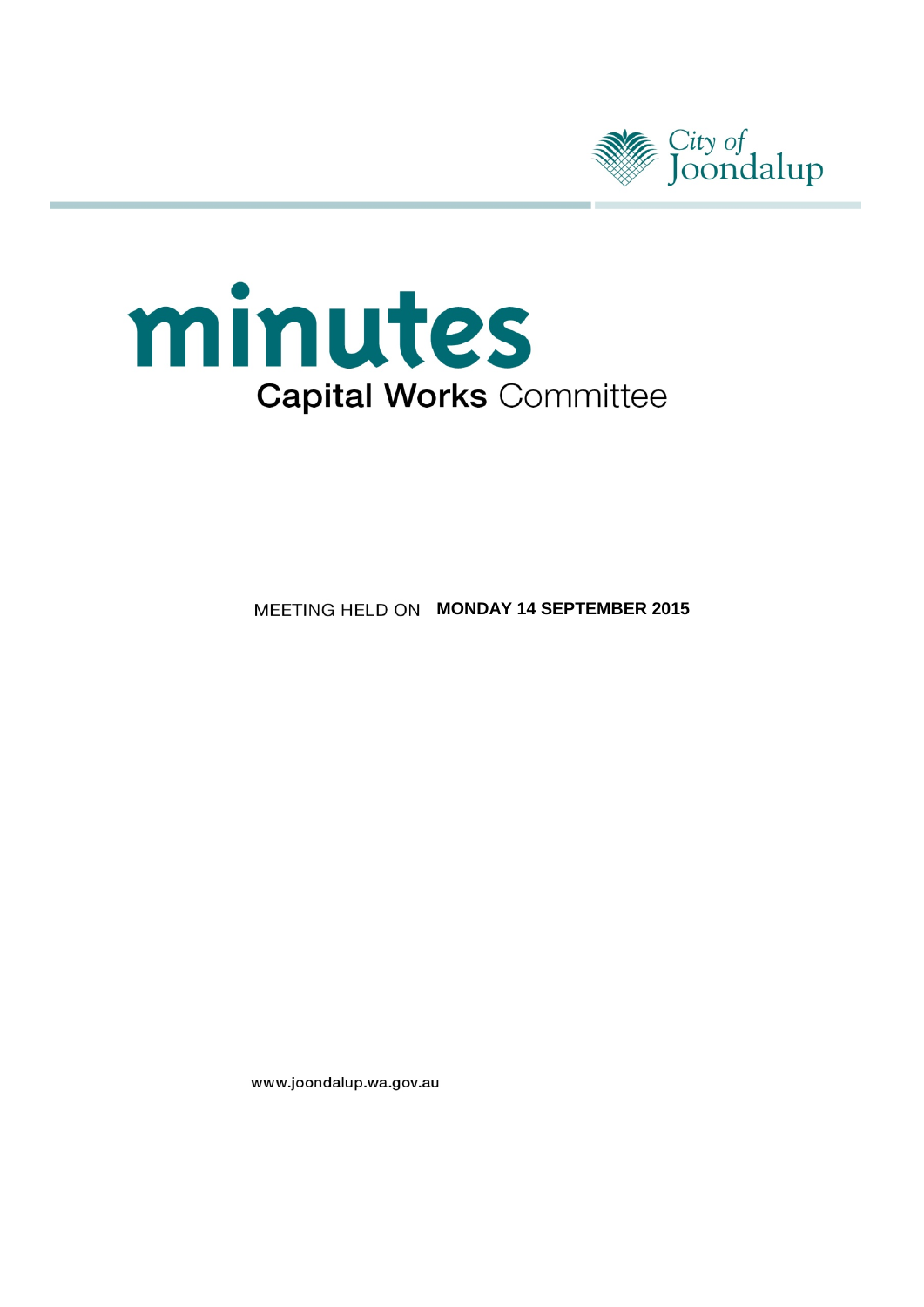City of Joondalup

# minutes

## Capital Works Committee

MEETING HELD ON **MONDAY 14 SEPTEMBER 2015**

www.joondalup.wa.gov.au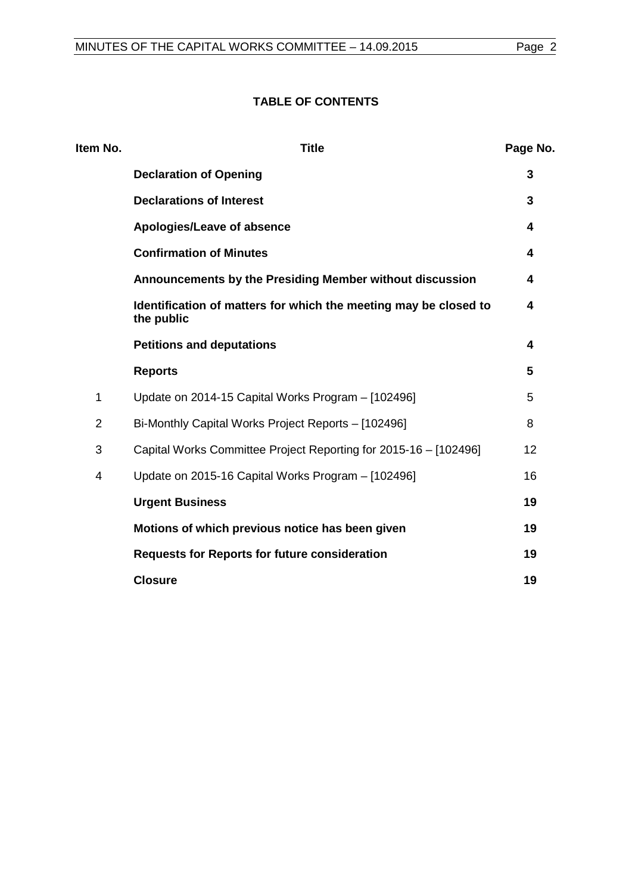**TABLE OF CONTENTS**

| Item No. | Title | Page No. |
| --- | --- | --- |
| | **Declaration of Opening** | **3** |
| | **Declarations of Interest** | **3** |
| | **Apologies/Leave of absence** | **4** |
| | **Confirmation of Minutes** | **4** |
| | **Announcements by the Presiding Member without discussion** | **4** |
| | **Identification of matters for which the meeting may be closed to the public** | **4** |
| | **Petitions and deputations** | **4** |
| | **Reports** | **5** |
| 1 | Update on 2014-15 Capital Works Program – [102496] | 5 |
| 2 | Bi-Monthly Capital Works Project Reports – [102496] | 8 |
| 3 | Capital Works Committee Project Reporting for 2015-16 – [102496] | 12 |
| 4 | Update on 2015-16 Capital Works Program – [102496] | 16 |
| | **Urgent Business** | **19** |
| | **Motions of which previous notice has been given** | **19** |
| | **Requests for Reports for future consideration** | **19** |
| | **Closure** | **19** |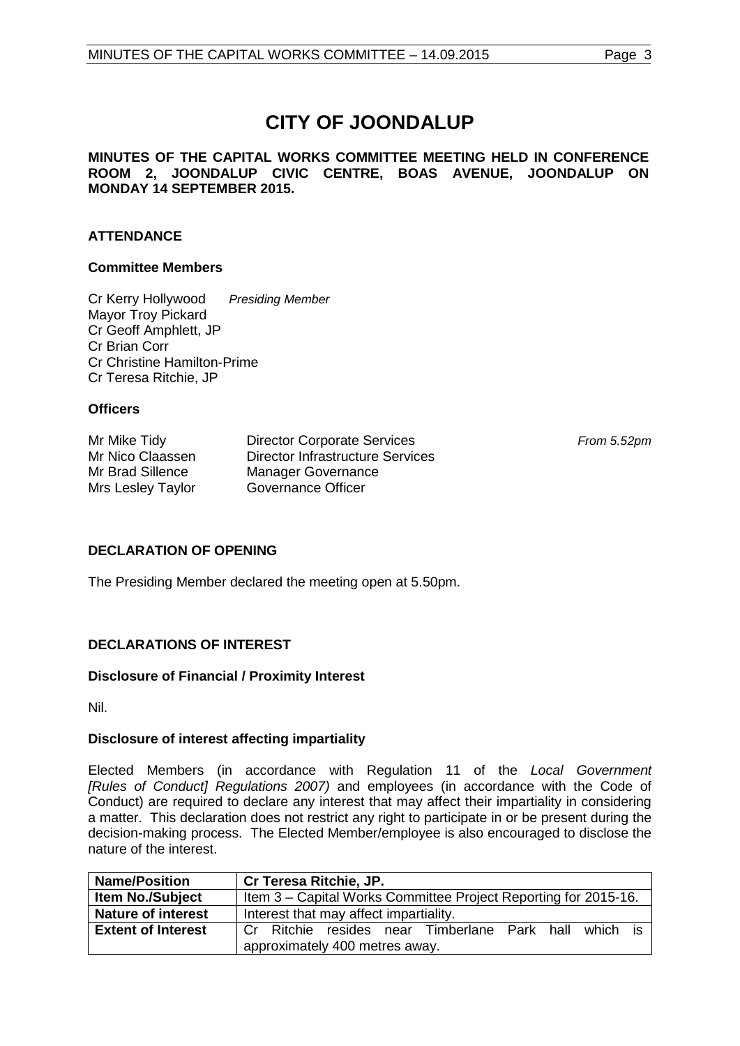# CITY OF JOONDALUP

**MINUTES OF THE CAPITAL WORKS COMMITTEE MEETING HELD IN CONFERENCE ROOM 2, JOONDALUP CIVIC CENTRE, BOAS AVENUE, JOONDALUP ON MONDAY 14 SEPTEMBER 2015.**

## ATTENDANCE

### Committee Members

Cr Kerry Hollywood *Presiding Member*
Mayor Troy Pickard
Cr Geoff Amphlett, JP
Cr Brian Corr
Cr Christine Hamilton-Prime
Cr Teresa Ritchie, JP

### Officers

| | | |
|---|---|---|
| Mr Mike Tidy | Director Corporate Services | *From 5.52pm* |
| Mr Nico Claassen | Director Infrastructure Services | |
| Mr Brad Sillence | Manager Governance | |
| Mrs Lesley Taylor | Governance Officer | |

## DECLARATION OF OPENING

The Presiding Member declared the meeting open at 5.50pm.

## DECLARATIONS OF INTEREST

### Disclosure of Financial / Proximity Interest

Nil.

### Disclosure of interest affecting impartiality

Elected Members (in accordance with Regulation 11 of the *Local Government [Rules of Conduct] Regulations 2007)* and employees (in accordance with the Code of Conduct) are required to declare any interest that may affect their impartiality in considering a matter. This declaration does not restrict any right to participate in or be present during the decision-making process. The Elected Member/employee is also encouraged to disclose the nature of the interest.

| **Name/Position** | **Cr Teresa Ritchie, JP.** |
|---|---|
| **Item No./Subject** | Item 3 – Capital Works Committee Project Reporting for 2015-16. |
| **Nature of interest** | Interest that may affect impartiality. |
| **Extent of Interest** | Cr Ritchie resides near Timberlane Park hall which is approximately 400 metres away. |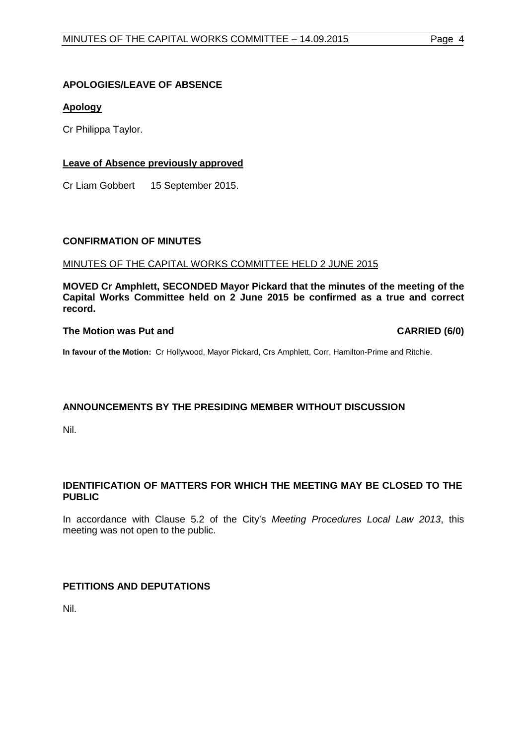## APOLOGIES/LEAVE OF ABSENCE

### Apology

Cr Philippa Taylor.

### Leave of Absence previously approved

Cr Liam Gobbert 15 September 2015.

## CONFIRMATION OF MINUTES

MINUTES OF THE CAPITAL WORKS COMMITTEE HELD 2 JUNE 2015

**MOVED Cr Amphlett, SECONDED Mayor Pickard that the minutes of the meeting of the Capital Works Committee held on 2 June 2015 be confirmed as a true and correct record.**

**The Motion was Put and CARRIED (6/0)**

**In favour of the Motion:** Cr Hollywood, Mayor Pickard, Crs Amphlett, Corr, Hamilton-Prime and Ritchie.

## ANNOUNCEMENTS BY THE PRESIDING MEMBER WITHOUT DISCUSSION

Nil.

## IDENTIFICATION OF MATTERS FOR WHICH THE MEETING MAY BE CLOSED TO THE PUBLIC

In accordance with Clause 5.2 of the City's *Meeting Procedures Local Law 2013*, this meeting was not open to the public.

## PETITIONS AND DEPUTATIONS

Nil.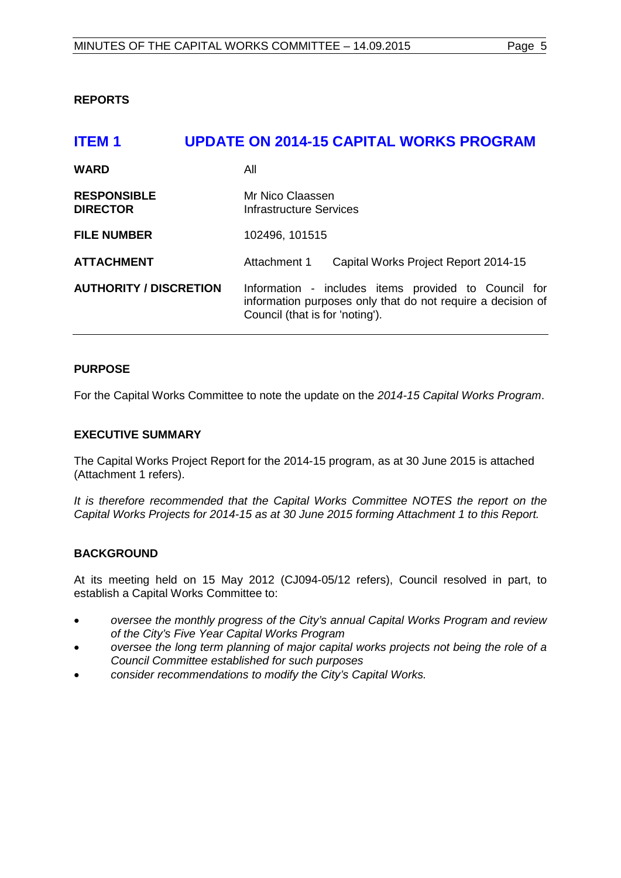**REPORTS**

## ITEM 1 UPDATE ON 2014-15 CAPITAL WORKS PROGRAM

| | |
|---|---|
| **WARD** | All |
| **RESPONSIBLE DIRECTOR** | Mr Nico Claassen<br>Infrastructure Services |
| **FILE NUMBER** | 102496, 101515 |
| **ATTACHMENT** | Attachment 1 Capital Works Project Report 2014-15 |
| **AUTHORITY / DISCRETION** | Information - includes items provided to Council for information purposes only that do not require a decision of Council (that is for 'noting'). |

**PURPOSE**

For the Capital Works Committee to note the update on the *2014-15 Capital Works Program*.

**EXECUTIVE SUMMARY**

The Capital Works Project Report for the 2014-15 program, as at 30 June 2015 is attached (Attachment 1 refers).

*It is therefore recommended that the Capital Works Committee NOTES the report on the Capital Works Projects for 2014-15 as at 30 June 2015 forming Attachment 1 to this Report.*

**BACKGROUND**

At its meeting held on 15 May 2012 (CJ094-05/12 refers), Council resolved in part, to establish a Capital Works Committee to:

- *oversee the monthly progress of the City's annual Capital Works Program and review of the City's Five Year Capital Works Program*
- *oversee the long term planning of major capital works projects not being the role of a Council Committee established for such purposes*
- *consider recommendations to modify the City's Capital Works.*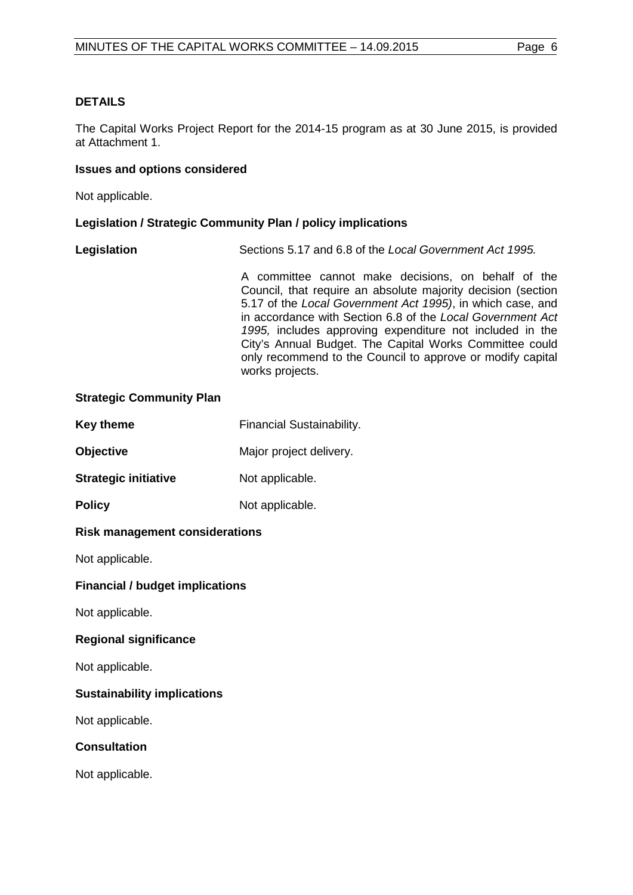## DETAILS

The Capital Works Project Report for the 2014-15 program as at 30 June 2015, is provided at Attachment 1.

### Issues and options considered

Not applicable.

### Legislation / Strategic Community Plan / policy implications

**Legislation** Sections 5.17 and 6.8 of the *Local Government Act 1995.*

A committee cannot make decisions, on behalf of the Council, that require an absolute majority decision (section 5.17 of the *Local Government Act 1995)*, in which case, and in accordance with Section 6.8 of the *Local Government Act 1995,* includes approving expenditure not included in the City's Annual Budget. The Capital Works Committee could only recommend to the Council to approve or modify capital works projects.

### Strategic Community Plan

**Key theme** Financial Sustainability.

**Objective** Major project delivery.

**Strategic initiative** Not applicable.

**Policy** Not applicable.

### Risk management considerations

Not applicable.

### Financial / budget implications

Not applicable.

### Regional significance

Not applicable.

### Sustainability implications

Not applicable.

### Consultation

Not applicable.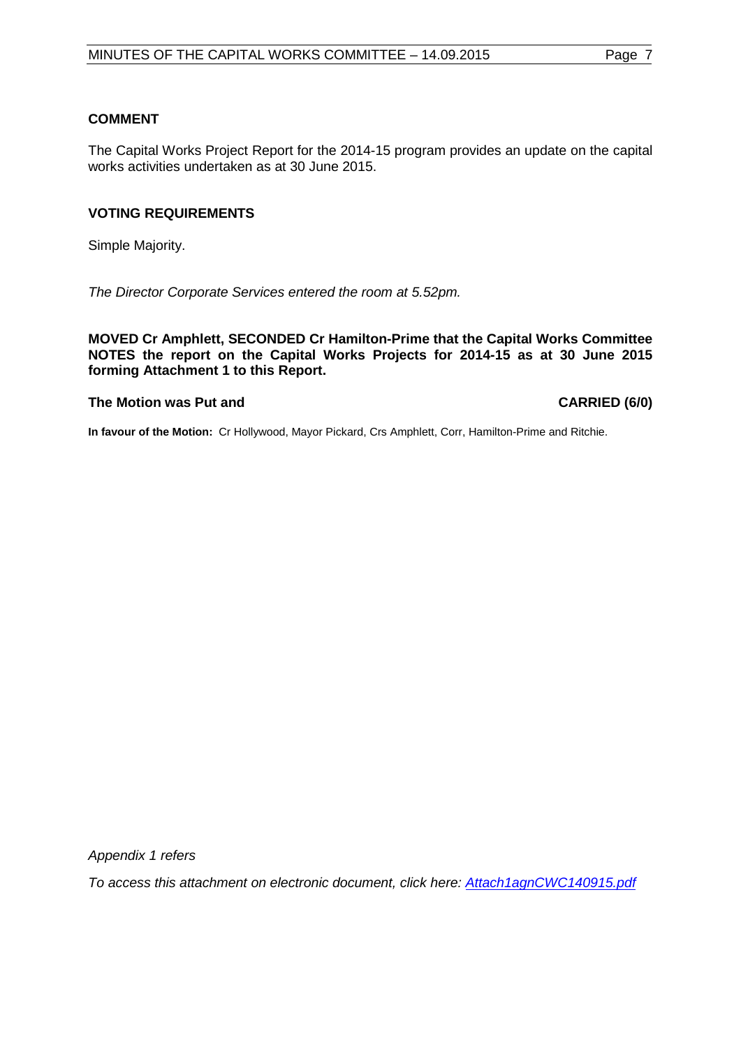## COMMENT

The Capital Works Project Report for the 2014-15 program provides an update on the capital works activities undertaken as at 30 June 2015.

## VOTING REQUIREMENTS

Simple Majority.

*The Director Corporate Services entered the room at 5.52pm.*

**MOVED Cr Amphlett, SECONDED Cr Hamilton-Prime that the Capital Works Committee NOTES the report on the Capital Works Projects for 2014-15 as at 30 June 2015 forming Attachment 1 to this Report.**

**The Motion was Put and CARRIED (6/0)**

**In favour of the Motion:** Cr Hollywood, Mayor Pickard, Crs Amphlett, Corr, Hamilton-Prime and Ritchie.

*Appendix 1 refers*

*To access this attachment on electronic document, click here: Attach1agnCWC140915.pdf*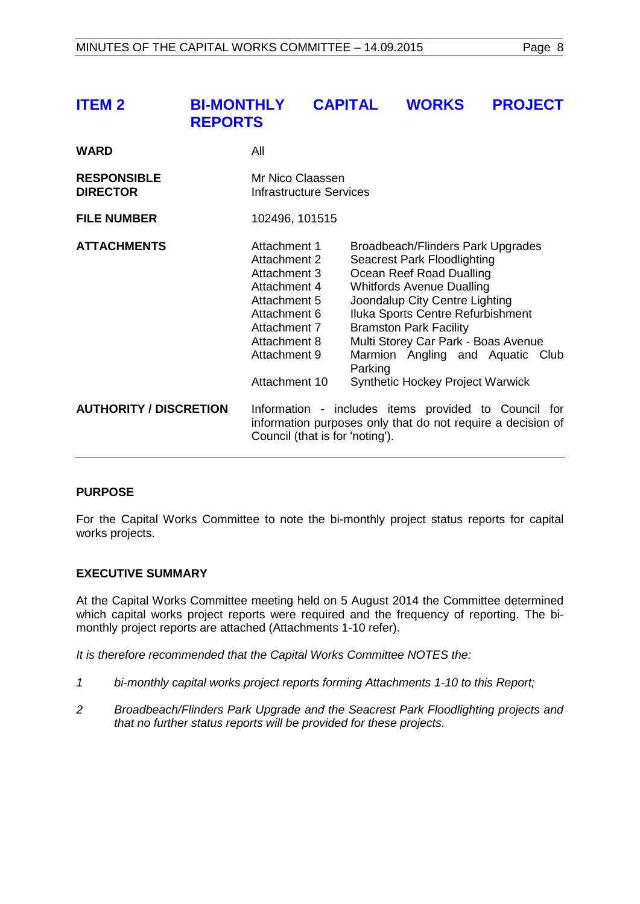## ITEM 2 BI-MONTHLY CAPITAL WORKS PROJECT REPORTS

| | | |
|---|---|---|
| **WARD** | All | |
| **RESPONSIBLE DIRECTOR** | Mr Nico Claassen<br>Infrastructure Services | |
| **FILE NUMBER** | 102496, 101515 | |
| **ATTACHMENTS** | Attachment 1 | Broadbeach/Flinders Park Upgrades |
| | Attachment 2 | Seacrest Park Floodlighting |
| | Attachment 3 | Ocean Reef Road Dualling |
| | Attachment 4 | Whitfords Avenue Dualling |
| | Attachment 5 | Joondalup City Centre Lighting |
| | Attachment 6 | Iluka Sports Centre Refurbishment |
| | Attachment 7 | Bramston Park Facility |
| | Attachment 8 | Multi Storey Car Park - Boas Avenue |
| | Attachment 9 | Marmion Angling and Aquatic Club Parking |
| | Attachment 10 | Synthetic Hockey Project Warwick |
| **AUTHORITY / DISCRETION** | Information - includes items provided to Council for information purposes only that do not require a decision of Council (that is for 'noting'). | |

### PURPOSE

For the Capital Works Committee to note the bi-monthly project status reports for capital works projects.

### EXECUTIVE SUMMARY

At the Capital Works Committee meeting held on 5 August 2014 the Committee determined which capital works project reports were required and the frequency of reporting. The bi-monthly project reports are attached (Attachments 1-10 refer).

*It is therefore recommended that the Capital Works Committee NOTES the:*

1. *bi-monthly capital works project reports forming Attachments 1-10 to this Report;*
2. *Broadbeach/Flinders Park Upgrade and the Seacrest Park Floodlighting projects and that no further status reports will be provided for these projects.*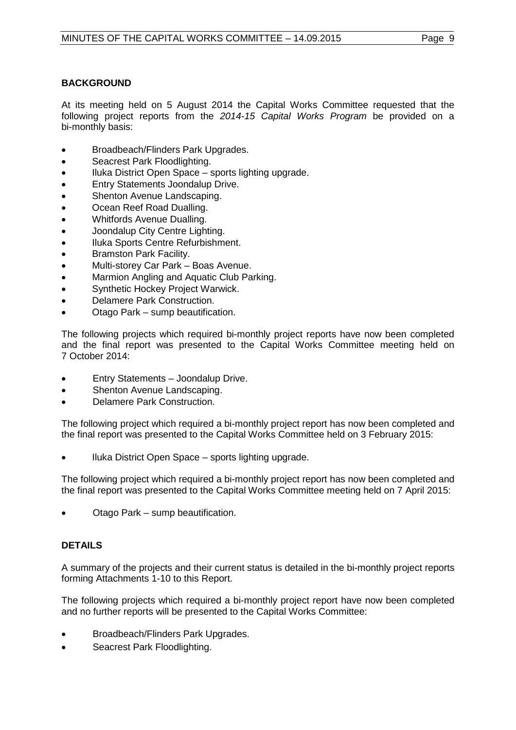## BACKGROUND

At its meeting held on 5 August 2014 the Capital Works Committee requested that the following project reports from the *2014-15 Capital Works Program* be provided on a bi-monthly basis:

- Broadbeach/Flinders Park Upgrades.
- Seacrest Park Floodlighting.
- Iluka District Open Space – sports lighting upgrade.
- Entry Statements Joondalup Drive.
- Shenton Avenue Landscaping.
- Ocean Reef Road Dualling.
- Whitfords Avenue Dualling.
- Joondalup City Centre Lighting.
- Iluka Sports Centre Refurbishment.
- Bramston Park Facility.
- Multi-storey Car Park – Boas Avenue.
- Marmion Angling and Aquatic Club Parking.
- Synthetic Hockey Project Warwick.
- Delamere Park Construction.
- Otago Park – sump beautification.

The following projects which required bi-monthly project reports have now been completed and the final report was presented to the Capital Works Committee meeting held on 7 October 2014:

- Entry Statements – Joondalup Drive.
- Shenton Avenue Landscaping.
- Delamere Park Construction.

The following project which required a bi-monthly project report has now been completed and the final report was presented to the Capital Works Committee held on 3 February 2015:

- Iluka District Open Space – sports lighting upgrade.

The following project which required a bi-monthly project report has now been completed and the final report was presented to the Capital Works Committee meeting held on 7 April 2015:

- Otago Park – sump beautification.

## DETAILS

A summary of the projects and their current status is detailed in the bi-monthly project reports forming Attachments 1-10 to this Report.

The following projects which required a bi-monthly project report have now been completed and no further reports will be presented to the Capital Works Committee:

- Broadbeach/Flinders Park Upgrades.
- Seacrest Park Floodlighting.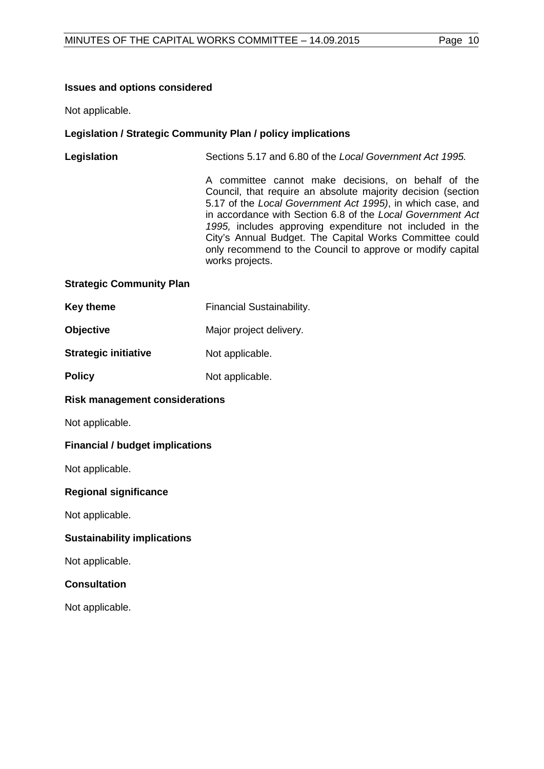### Issues and options considered

Not applicable.

### Legislation / Strategic Community Plan / policy implications

| | |
|---|---|
| **Legislation** | Sections 5.17 and 6.80 of the *Local Government Act 1995.* |
| | A committee cannot make decisions, on behalf of the Council, that require an absolute majority decision (section 5.17 of the *Local Government Act 1995)*, in which case, and in accordance with Section 6.8 of the *Local Government Act 1995,* includes approving expenditure not included in the City's Annual Budget. The Capital Works Committee could only recommend to the Council to approve or modify capital works projects. |

**Strategic Community Plan**

| | |
|---|---|
| **Key theme** | Financial Sustainability. |
| **Objective** | Major project delivery. |
| **Strategic initiative** | Not applicable. |
| **Policy** | Not applicable. |

### Risk management considerations

Not applicable.

### Financial / budget implications

Not applicable.

### Regional significance

Not applicable.

### Sustainability implications

Not applicable.

### Consultation

Not applicable.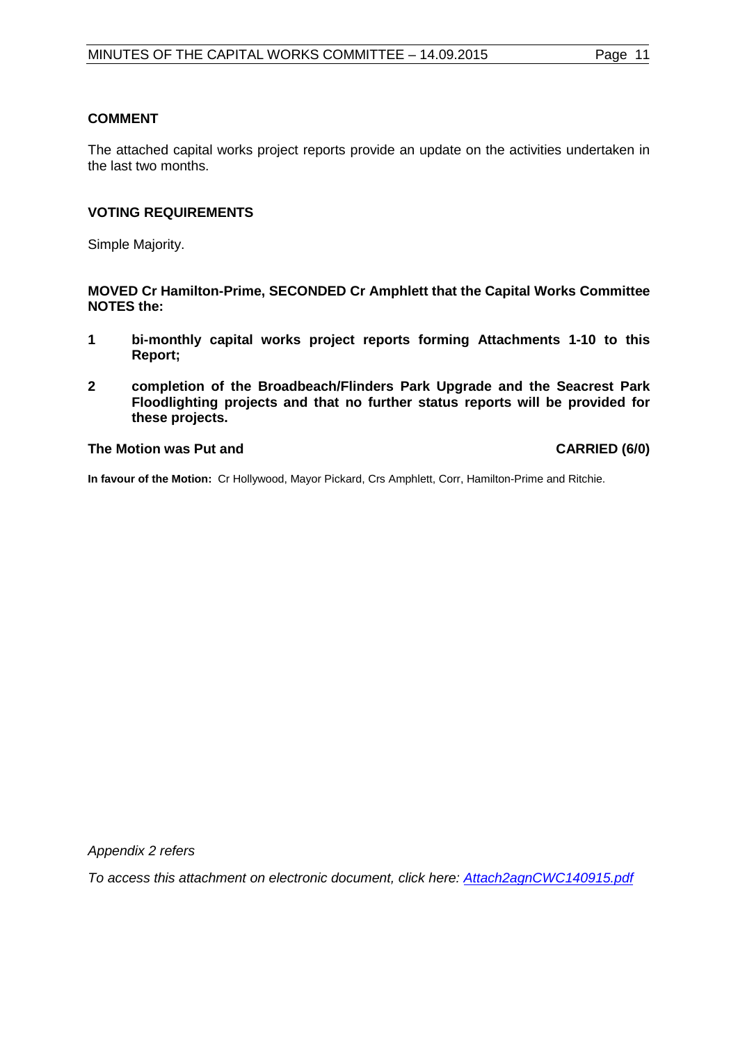**COMMENT**

The attached capital works project reports provide an update on the activities undertaken in the last two months.

**VOTING REQUIREMENTS**

Simple Majority.

**MOVED Cr Hamilton-Prime, SECONDED Cr Amphlett that the Capital Works Committee NOTES the:**

1. **bi-monthly capital works project reports forming Attachments 1-10 to this Report;**

2. **completion of the Broadbeach/Flinders Park Upgrade and the Seacrest Park Floodlighting projects and that no further status reports will be provided for these projects.**

**The Motion was Put and** **CARRIED (6/0)**

**In favour of the Motion:** Cr Hollywood, Mayor Pickard, Crs Amphlett, Corr, Hamilton-Prime and Ritchie.

*Appendix 2 refers*

*To access this attachment on electronic document, click here: Attach2agnCWC140915.pdf*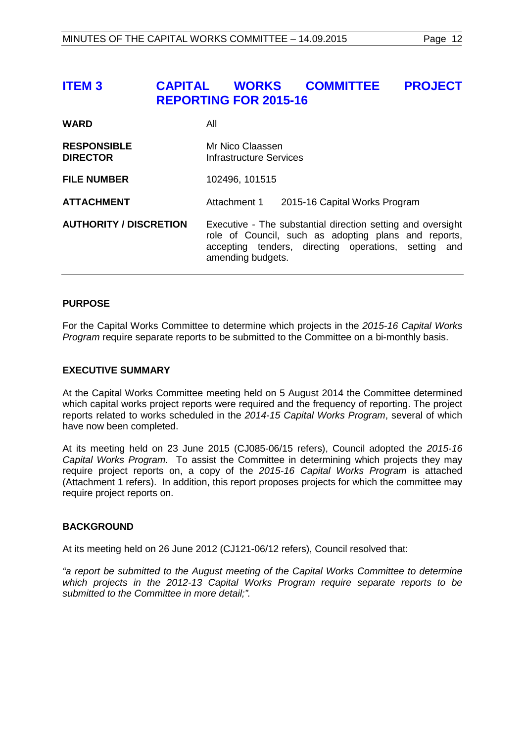## ITEM 3 CAPITAL WORKS COMMITTEE PROJECT REPORTING FOR 2015-16

| | |
|---|---|
| **WARD** | All |
| **RESPONSIBLE DIRECTOR** | Mr Nico Claassen<br>Infrastructure Services |
| **FILE NUMBER** | 102496, 101515 |
| **ATTACHMENT** | Attachment 1 2015-16 Capital Works Program |
| **AUTHORITY / DISCRETION** | Executive - The substantial direction setting and oversight role of Council, such as adopting plans and reports, accepting tenders, directing operations, setting and amending budgets. |

### PURPOSE

For the Capital Works Committee to determine which projects in the *2015-16 Capital Works Program* require separate reports to be submitted to the Committee on a bi-monthly basis.

### EXECUTIVE SUMMARY

At the Capital Works Committee meeting held on 5 August 2014 the Committee determined which capital works project reports were required and the frequency of reporting. The project reports related to works scheduled in the *2014-15 Capital Works Program*, several of which have now been completed.

At its meeting held on 23 June 2015 (CJ085-06/15 refers), Council adopted the *2015-16 Capital Works Program.* To assist the Committee in determining which projects they may require project reports on, a copy of the *2015-16 Capital Works Program* is attached (Attachment 1 refers). In addition, this report proposes projects for which the committee may require project reports on.

### BACKGROUND

At its meeting held on 26 June 2012 (CJ121-06/12 refers), Council resolved that:

*"a report be submitted to the August meeting of the Capital Works Committee to determine which projects in the 2012-13 Capital Works Program require separate reports to be submitted to the Committee in more detail;".*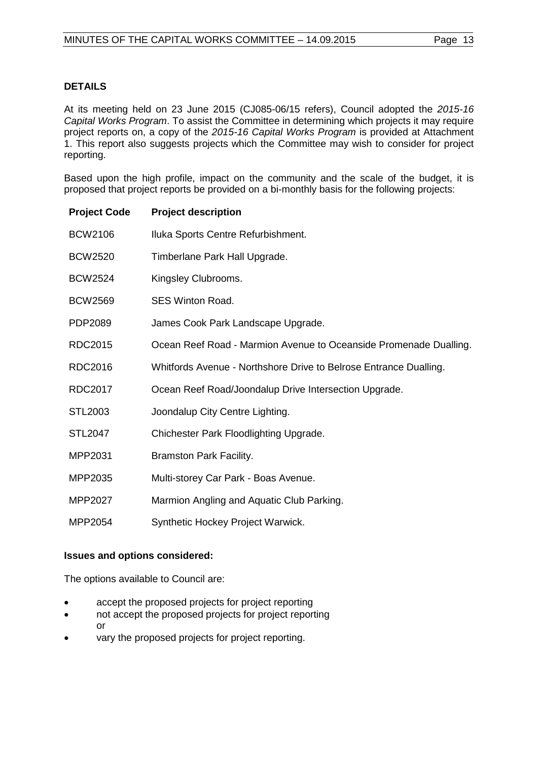## DETAILS

At its meeting held on 23 June 2015 (CJ085-06/15 refers), Council adopted the *2015-16 Capital Works Program*. To assist the Committee in determining which projects it may require project reports on, a copy of the *2015-16 Capital Works Program* is provided at Attachment 1. This report also suggests projects which the Committee may wish to consider for project reporting.

Based upon the high profile, impact on the community and the scale of the budget, it is proposed that project reports be provided on a bi-monthly basis for the following projects:

| Project Code | Project description |
|---|---|
| BCW2106 | Iluka Sports Centre Refurbishment. |
| BCW2520 | Timberlane Park Hall Upgrade. |
| BCW2524 | Kingsley Clubrooms. |
| BCW2569 | SES Winton Road. |
| PDP2089 | James Cook Park Landscape Upgrade. |
| RDC2015 | Ocean Reef Road - Marmion Avenue to Oceanside Promenade Dualling. |
| RDC2016 | Whitfords Avenue - Northshore Drive to Belrose Entrance Dualling. |
| RDC2017 | Ocean Reef Road/Joondalup Drive Intersection Upgrade. |
| STL2003 | Joondalup City Centre Lighting. |
| STL2047 | Chichester Park Floodlighting Upgrade. |
| MPP2031 | Bramston Park Facility. |
| MPP2035 | Multi-storey Car Park - Boas Avenue. |
| MPP2027 | Marmion Angling and Aquatic Club Parking. |
| MPP2054 | Synthetic Hockey Project Warwick. |

### Issues and options considered:

The options available to Council are:

- accept the proposed projects for project reporting
- not accept the proposed projects for project reporting
  or
- vary the proposed projects for project reporting.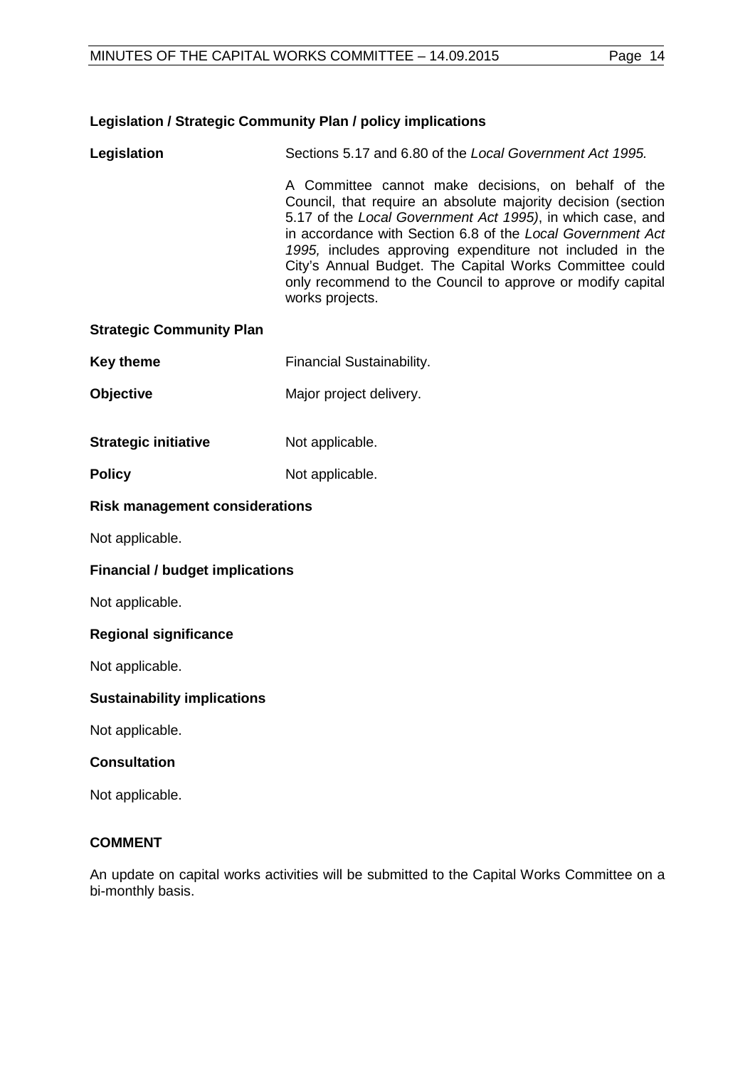**Legislation / Strategic Community Plan / policy implications**

**Legislation** Sections 5.17 and 6.80 of the *Local Government Act 1995.*

A Committee cannot make decisions, on behalf of the Council, that require an absolute majority decision (section 5.17 of the *Local Government Act 1995)*, in which case, and in accordance with Section 6.8 of the *Local Government Act 1995,* includes approving expenditure not included in the City's Annual Budget. The Capital Works Committee could only recommend to the Council to approve or modify capital works projects.

**Strategic Community Plan**

**Key theme** Financial Sustainability.

**Objective** Major project delivery.

**Strategic initiative** Not applicable.

**Policy** Not applicable.

**Risk management considerations**

Not applicable.

**Financial / budget implications**

Not applicable.

**Regional significance**

Not applicable.

**Sustainability implications**

Not applicable.

**Consultation**

Not applicable.

**COMMENT**

An update on capital works activities will be submitted to the Capital Works Committee on a bi-monthly basis.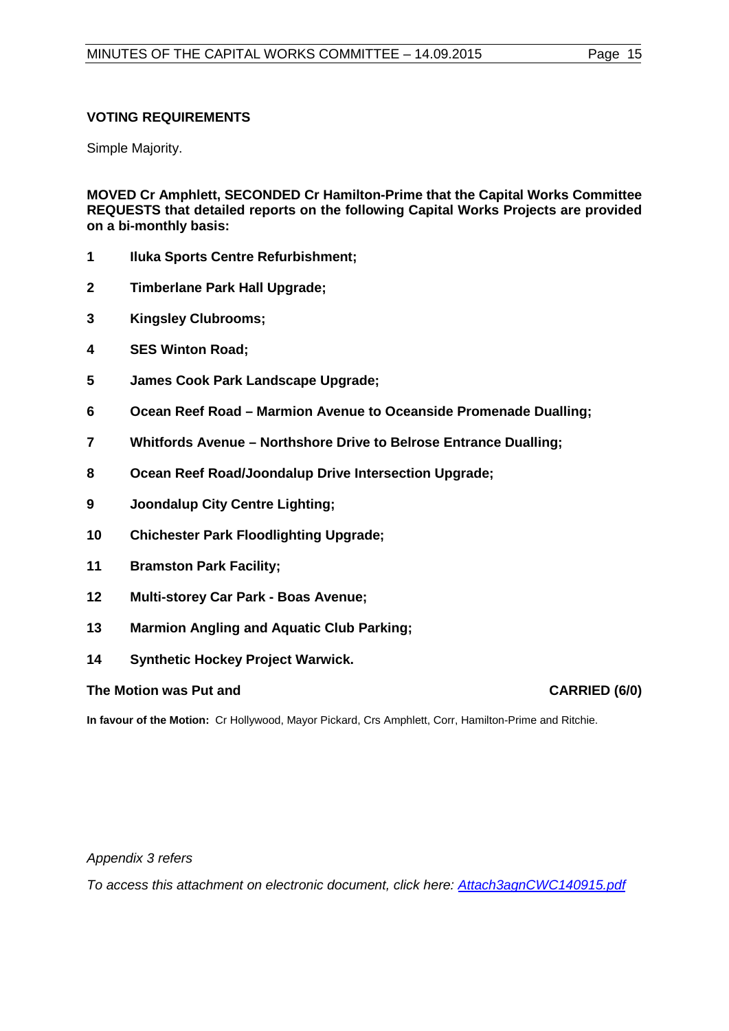### VOTING REQUIREMENTS

Simple Majority.

**MOVED Cr Amphlett, SECONDED Cr Hamilton-Prime that the Capital Works Committee REQUESTS that detailed reports on the following Capital Works Projects are provided on a bi-monthly basis:**

1. **Iluka Sports Centre Refurbishment;**
2. **Timberlane Park Hall Upgrade;**
3. **Kingsley Clubrooms;**
4. **SES Winton Road;**
5. **James Cook Park Landscape Upgrade;**
6. **Ocean Reef Road – Marmion Avenue to Oceanside Promenade Dualling;**
7. **Whitfords Avenue – Northshore Drive to Belrose Entrance Dualling;**
8. **Ocean Reef Road/Joondalup Drive Intersection Upgrade;**
9. **Joondalup City Centre Lighting;**
10. **Chichester Park Floodlighting Upgrade;**
11. **Bramston Park Facility;**
12. **Multi-storey Car Park - Boas Avenue;**
13. **Marmion Angling and Aquatic Club Parking;**
14. **Synthetic Hockey Project Warwick.**

**The Motion was Put and CARRIED (6/0)**

**In favour of the Motion:** Cr Hollywood, Mayor Pickard, Crs Amphlett, Corr, Hamilton-Prime and Ritchie.

*Appendix 3 refers*

*To access this attachment on electronic document, click here: Attach3agnCWC140915.pdf*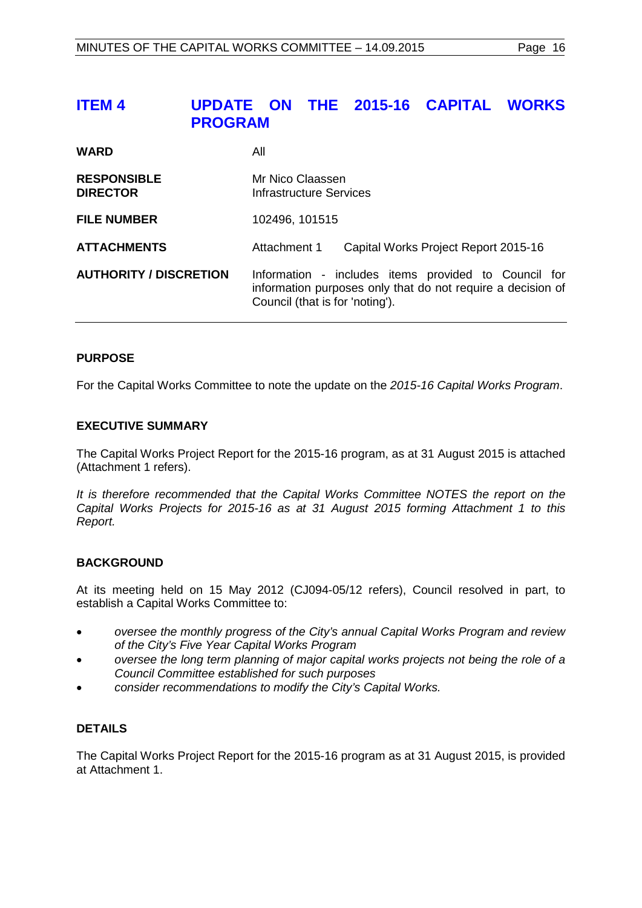# ITEM 4 UPDATE ON THE 2015-16 CAPITAL WORKS PROGRAM

| | |
|---|---|
| **WARD** | All |
| **RESPONSIBLE DIRECTOR** | Mr Nico Claassen<br>Infrastructure Services |
| **FILE NUMBER** | 102496, 101515 |
| **ATTACHMENTS** | Attachment 1 Capital Works Project Report 2015-16 |
| **AUTHORITY / DISCRETION** | Information - includes items provided to Council for information purposes only that do not require a decision of Council (that is for 'noting'). |

## PURPOSE

For the Capital Works Committee to note the update on the *2015-16 Capital Works Program*.

## EXECUTIVE SUMMARY

The Capital Works Project Report for the 2015-16 program, as at 31 August 2015 is attached (Attachment 1 refers).

*It is therefore recommended that the Capital Works Committee NOTES the report on the Capital Works Projects for 2015-16 as at 31 August 2015 forming Attachment 1 to this Report.*

## BACKGROUND

At its meeting held on 15 May 2012 (CJ094-05/12 refers), Council resolved in part, to establish a Capital Works Committee to:

- *oversee the monthly progress of the City's annual Capital Works Program and review of the City's Five Year Capital Works Program*
- *oversee the long term planning of major capital works projects not being the role of a Council Committee established for such purposes*
- *consider recommendations to modify the City's Capital Works.*

## DETAILS

The Capital Works Project Report for the 2015-16 program as at 31 August 2015, is provided at Attachment 1.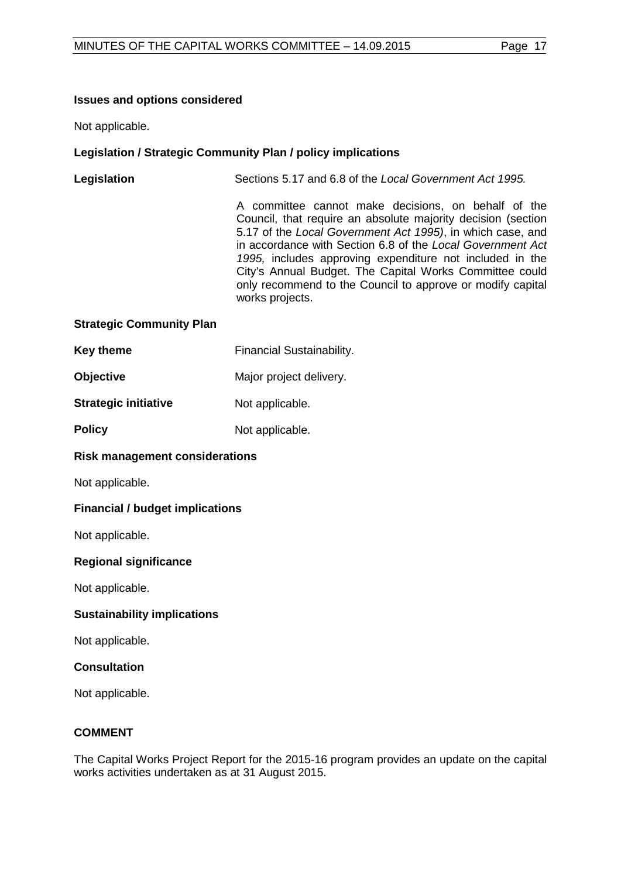**Issues and options considered**

Not applicable.

**Legislation / Strategic Community Plan / policy implications**

**Legislation** Sections 5.17 and 6.8 of the *Local Government Act 1995.*

A committee cannot make decisions, on behalf of the Council, that require an absolute majority decision (section 5.17 of the *Local Government Act 1995)*, in which case, and in accordance with Section 6.8 of the *Local Government Act 1995,* includes approving expenditure not included in the City's Annual Budget. The Capital Works Committee could only recommend to the Council to approve or modify capital works projects.

**Strategic Community Plan**

**Key theme** Financial Sustainability.

**Objective** Major project delivery.

**Strategic initiative** Not applicable.

**Policy** Not applicable.

**Risk management considerations**

Not applicable.

**Financial / budget implications**

Not applicable.

**Regional significance**

Not applicable.

**Sustainability implications**

Not applicable.

**Consultation**

Not applicable.

**COMMENT**

The Capital Works Project Report for the 2015-16 program provides an update on the capital works activities undertaken as at 31 August 2015.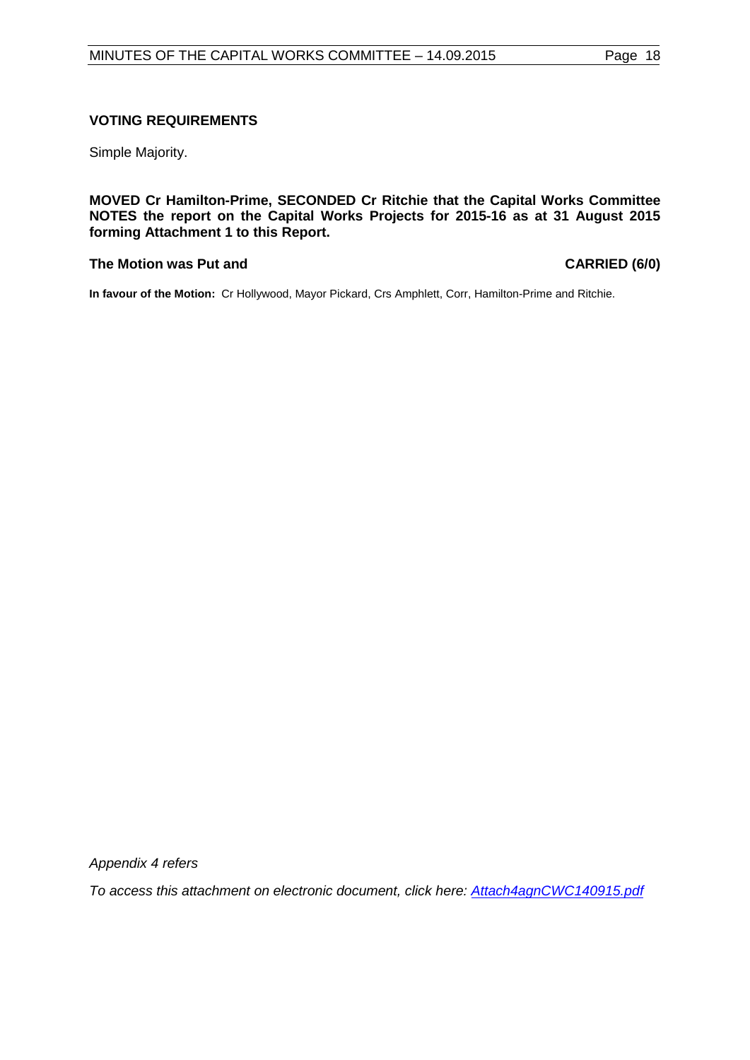**VOTING REQUIREMENTS**

Simple Majority.

**MOVED Cr Hamilton-Prime, SECONDED Cr Ritchie that the Capital Works Committee NOTES the report on the Capital Works Projects for 2015-16 as at 31 August 2015 forming Attachment 1 to this Report.**

**The Motion was Put and** **CARRIED (6/0)**

**In favour of the Motion:** Cr Hollywood, Mayor Pickard, Crs Amphlett, Corr, Hamilton-Prime and Ritchie.

*Appendix 4 refers*

*To access this attachment on electronic document, click here: Attach4agnCWC140915.pdf*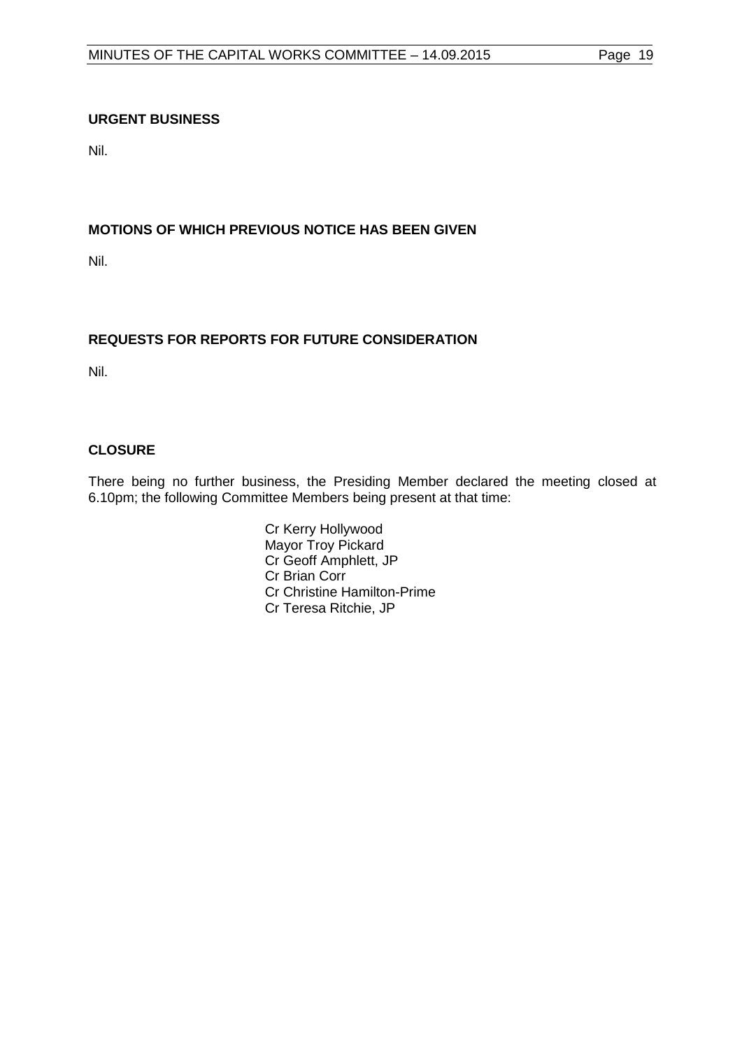**URGENT BUSINESS**

Nil.

**MOTIONS OF WHICH PREVIOUS NOTICE HAS BEEN GIVEN**

Nil.

**REQUESTS FOR REPORTS FOR FUTURE CONSIDERATION**

Nil.

**CLOSURE**

There being no further business, the Presiding Member declared the meeting closed at 6.10pm; the following Committee Members being present at that time:

Cr Kerry Hollywood
Mayor Troy Pickard
Cr Geoff Amphlett, JP
Cr Brian Corr
Cr Christine Hamilton-Prime
Cr Teresa Ritchie, JP